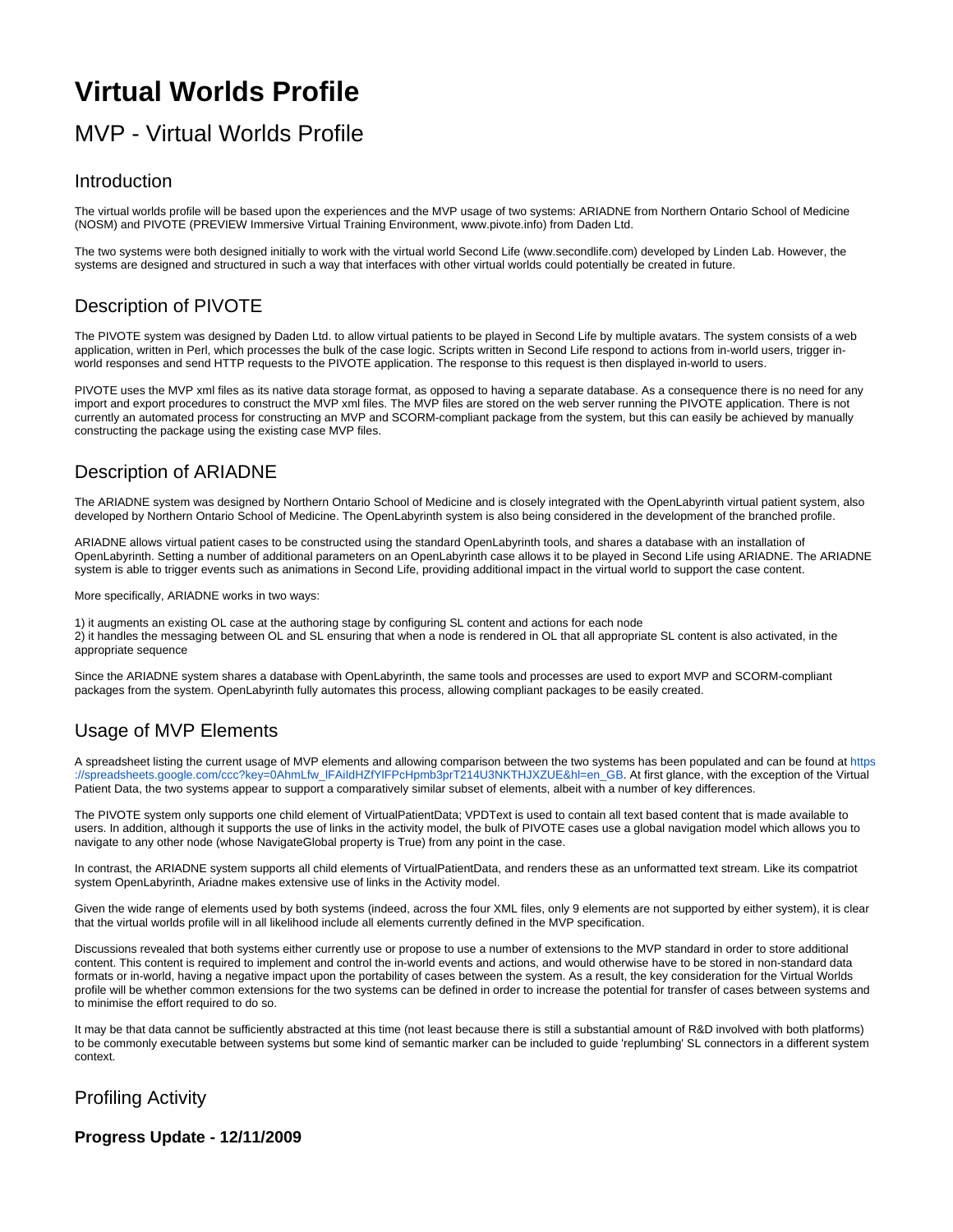# Virtual Worlds Profile

## MVP - Virtual Worlds Profile

### Introduction

The virtual worlds profile will be based upon the experiences and the MVP usage of two systems: ARIADNE from Northern Ontario School of Medicine (NOSM) and PIVOTE (PREVIEW Immersive Virtual Training Environment, www.pivote.info) from Daden Ltd.

The two systems were both designed initially to work with the virtual world Second Life (www.secondlife.com) developed by Linden Lab. However, the systems are designed and structured in such a way that interfaces with other virtual worlds could potentially be created in future.

### Description of PIVOTE

The PIVOTE system was designed by Daden Ltd. to allow virtual patients to be played in Second Life by multiple avatars. The system consists of a web application, written in Perl, which processes the bulk of the case logic. Scripts written in Second Life respond to actions from in-world users, trigger in-world responses and send HTTP requests to the PIVOTE application. The response to this request is then displayed in-world to users.

PIVOTE uses the MVP xml files as its native data storage format, as opposed to having a separate database. As a consequence there is no need for any import and export procedures to construct the MVP xml files. The MVP files are stored on the web server running the PIVOTE application. There is not currently an automated process for constructing an MVP and SCORM-compliant package from the system, but this can easily be achieved by manually constructing the package using the existing case MVP files.

### Description of ARIADNE

The ARIADNE system was designed by Northern Ontario School of Medicine and is closely integrated with the OpenLabyrinth virtual patient system, also developed by Northern Ontario School of Medicine. The OpenLabyrinth system is also being considered in the development of the branched profile.

ARIADNE allows virtual patient cases to be constructed using the standard OpenLabyrinth tools, and shares a database with an installation of OpenLabyrinth. Setting a number of additional parameters on an OpenLabyrinth case allows it to be played in Second Life using ARIADNE. The ARIADNE system is able to trigger events such as animations in Second Life, providing additional impact in the virtual world to support the case content.

More specifically, ARIADNE works in two ways:

1) it augments an existing OL case at the authoring stage by configuring SL content and actions for each node
2) it handles the messaging between OL and SL ensuring that when a node is rendered in OL that all appropriate SL content is also activated, in the appropriate sequence

Since the ARIADNE system shares a database with OpenLabyrinth, the same tools and processes are used to export MVP and SCORM-compliant packages from the system. OpenLabyrinth fully automates this process, allowing compliant packages to be easily created.

### Usage of MVP Elements

A spreadsheet listing the current usage of MVP elements and allowing comparison between the two systems has been populated and can be found at https://spreadsheets.google.com/ccc?key=0AhmLfw_lFAiIdHZfYlFPcHpmb3prT214U3NKTHJXZUE&hl=en_GB. At first glance, with the exception of the Virtual Patient Data, the two systems appear to support a comparatively similar subset of elements, albeit with a number of key differences.

The PIVOTE system only supports one child element of VirtualPatientData; VPDText is used to contain all text based content that is made available to users. In addition, although it supports the use of links in the activity model, the bulk of PIVOTE cases use a global navigation model which allows you to navigate to any other node (whose NavigateGlobal property is True) from any point in the case.

In contrast, the ARIADNE system supports all child elements of VirtualPatientData, and renders these as an unformatted text stream. Like its compatriot system OpenLabyrinth, Ariadne makes extensive use of links in the Activity model.

Given the wide range of elements used by both systems (indeed, across the four XML files, only 9 elements are not supported by either system), it is clear that the virtual worlds profile will in all likelihood include all elements currently defined in the MVP specification.

Discussions revealed that both systems either currently use or propose to use a number of extensions to the MVP standard in order to store additional content. This content is required to implement and control the in-world events and actions, and would otherwise have to be stored in non-standard data formats or in-world, having a negative impact upon the portability of cases between the system. As a result, the key consideration for the Virtual Worlds profile will be whether common extensions for the two systems can be defined in order to increase the potential for transfer of cases between systems and to minimise the effort required to do so.

It may be that data cannot be sufficiently abstracted at this time (not least because there is still a substantial amount of R&D involved with both platforms) to be commonly executable between systems but some kind of semantic marker can be included to guide 'replumbing' SL connectors in a different system context.

### Profiling Activity

#### Progress Update - 12/11/2009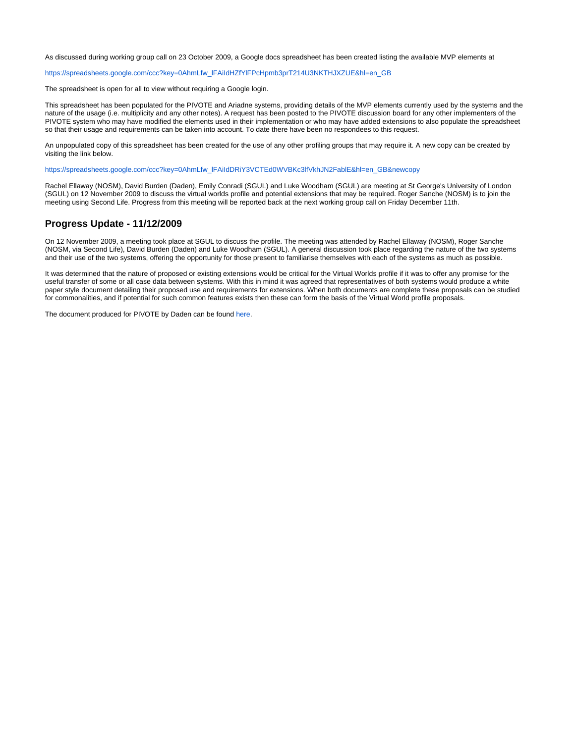As discussed during working group call on 23 October 2009, a Google docs spreadsheet has been created listing the available MVP elements at

https://spreadsheets.google.com/ccc?key=0AhmLfw_lFAiIdHZfYlFPcHpmb3prT214U3NKTHJXZUE&hl=en_GB

The spreadsheet is open for all to view without requiring a Google login.

This spreadsheet has been populated for the PIVOTE and Ariadne systems, providing details of the MVP elements currently used by the systems and the nature of the usage (i.e. multiplicity and any other notes). A request has been posted to the PIVOTE discussion board for any other implementers of the PIVOTE system who may have modified the elements used in their implementation or who may have added extensions to also populate the spreadsheet so that their usage and requirements can be taken into account. To date there have been no respondees to this request.

An unpopulated copy of this spreadsheet has been created for the use of any other profiling groups that may require it. A new copy can be created by visiting the link below.

https://spreadsheets.google.com/ccc?key=0AhmLfw_lFAiIdDRiY3VCTEd0WVBKc3lfVkhJN2FablE&hl=en_GB&newcopy

Rachel Ellaway (NOSM), David Burden (Daden), Emily Conradi (SGUL) and Luke Woodham (SGUL) are meeting at St George's University of London (SGUL) on 12 November 2009 to discuss the virtual worlds profile and potential extensions that may be required. Roger Sanche (NOSM) is to join the meeting using Second Life. Progress from this meeting will be reported back at the next working group call on Friday December 11th.

## Progress Update - 11/12/2009

On 12 November 2009, a meeting took place at SGUL to discuss the profile. The meeting was attended by Rachel Ellaway (NOSM), Roger Sanche (NOSM, via Second Life), David Burden (Daden) and Luke Woodham (SGUL). A general discussion took place regarding the nature of the two systems and their use of the two systems, offering the opportunity for those present to familiarise themselves with each of the systems as much as possible.

It was determined that the nature of proposed or existing extensions would be critical for the Virtual Worlds profile if it was to offer any promise for the useful transfer of some or all case data between systems. With this in mind it was agreed that representatives of both systems would produce a white paper style document detailing their proposed use and requirements for extensions. When both documents are complete these proposals can be studied for commonalities, and if potential for such common features exists then these can form the basis of the Virtual World profile proposals.

The document produced for PIVOTE by Daden can be found here.